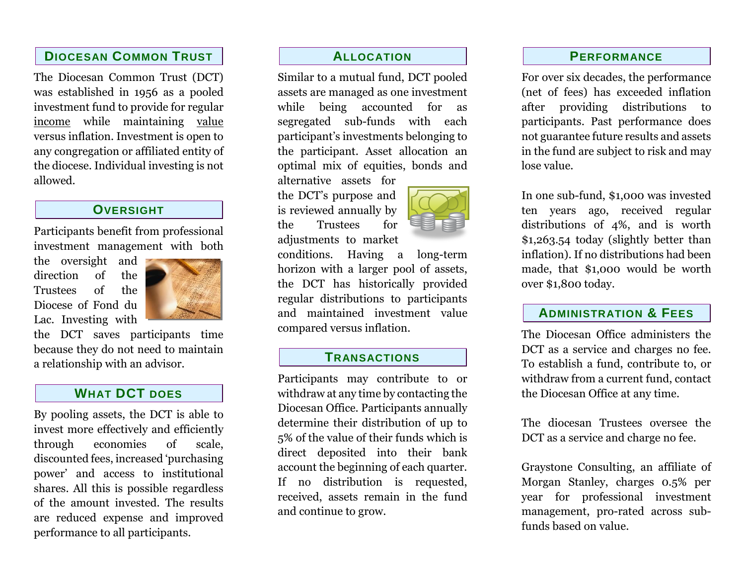## Diocesan Common Trust

The Diocesan Common Trust (DCT) was established in 1956 as a pooled investment fund to provide for regular income while maintaining value versus inflation. Investment is open to any congregation or affiliated entity of the diocese. Individual investing is not allowed.

## Oversight

Participants benefit from professional investment management with both the oversight and direction of the Trustees of the Diocese of Fond du Lac. Investing with the DCT saves participants time because they do not need to maintain a relationship with an advisor.

## What DCT does

By pooling assets, the DCT is able to invest more effectively and efficiently through economies of scale, discounted fees, increased 'purchasing power' and access to institutional shares. All this is possible regardless of the amount invested. The results are reduced expense and improved performance to all participants.

## Allocation

Similar to a mutual fund, DCT pooled assets are managed as one investment while being accounted for as segregated sub-funds with each participant's investments belonging to the participant. Asset allocation an optimal mix of equities, bonds and alternative assets for the DCT's purpose and is reviewed annually by the Trustees for adjustments to market conditions. Having a long-term horizon with a larger pool of assets, the DCT has historically provided regular distributions to participants and maintained investment value compared versus inflation.

## Transactions

Participants may contribute to or withdraw at any time by contacting the Diocesan Office. Participants annually determine their distribution of up to 5% of the value of their funds which is direct deposited into their bank account the beginning of each quarter. If no distribution is requested, received, assets remain in the fund and continue to grow.

## Performance

For over six decades, the performance (net of fees) has exceeded inflation after providing distributions to participants. Past performance does not guarantee future results and assets in the fund are subject to risk and may lose value.

In one sub-fund, $1,000 was invested ten years ago, received regular distributions of 4%, and is worth $1,263.54 today (slightly better than inflation). If no distributions had been made, that $1,000 would be worth over $1,800 today.

## Administration & Fees

The Diocesan Office administers the DCT as a service and charges no fee. To establish a fund, contribute to, or withdraw from a current fund, contact the Diocesan Office at any time.

The diocesan Trustees oversee the DCT as a service and charge no fee.

Graystone Consulting, an affiliate of Morgan Stanley, charges 0.5% per year for professional investment management, pro-rated across sub-funds based on value.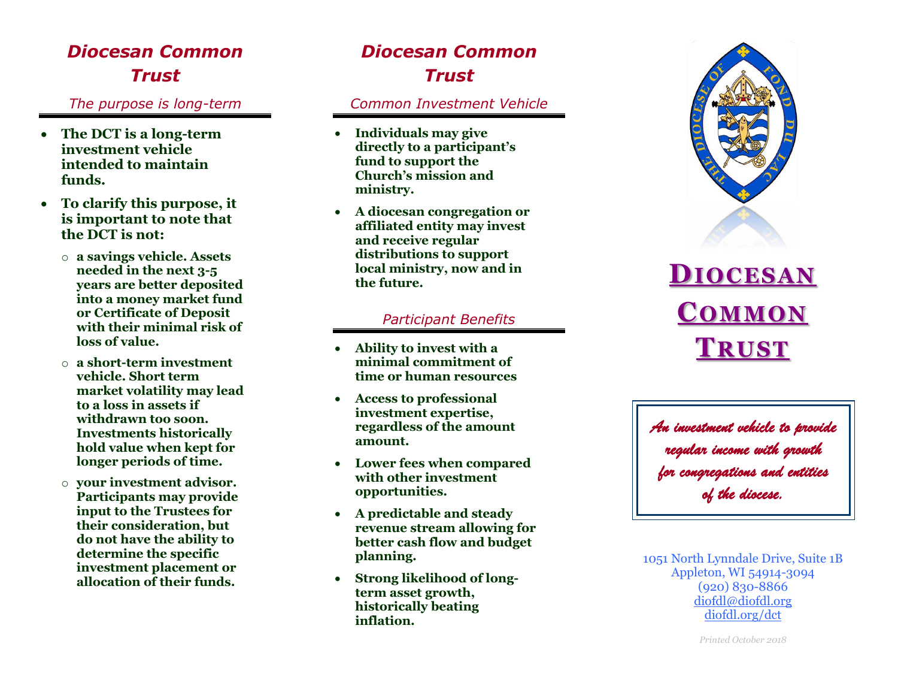## *Diocesan Common Trust*

*The purpose is long-term*

- **The DCT is a long-term investment vehicle intended to maintain funds.**
- **To clarify this purpose, it is important to note that the DCT is not:**
  - **a savings vehicle. Assets needed in the next 3-5 years are better deposited into a money market fund or Certificate of Deposit with their minimal risk of loss of value.**
  - **a short-term investment vehicle. Short term market volatility may lead to a loss in assets if withdrawn too soon. Investments historically hold value when kept for longer periods of time.**
  - **your investment advisor. Participants may provide input to the Trustees for their consideration, but do not have the ability to determine the specific investment placement or allocation of their funds.**

## *Diocesan Common Trust*

*Common Investment Vehicle*

- **Individuals may give directly to a participant's fund to support the Church's mission and ministry.**
- **A diocesan congregation or affiliated entity may invest and receive regular distributions to support local ministry, now and in the future.**

*Participant Benefits*

- **Ability to invest with a minimal commitment of time or human resources**
- **Access to professional investment expertise, regardless of the amount amount.**
- **Lower fees when compared with other investment opportunities.**
- **A predictable and steady revenue stream allowing for better cash flow and budget planning.**
- **Strong likelihood of long-term asset growth, historically beating inflation.**

THE DIOCESE OF FOND DU LAC

# DIOCESAN COMMON TRUST

*An investment vehicle to provide regular income with growth for congregations and entities of the diocese.*

1051 North Lynndale Drive, Suite 1B
Appleton, WI 54914-3094
(920) 830-8866
diofdl@diofdl.org
diofdl.org/dct

*Printed October 2018*